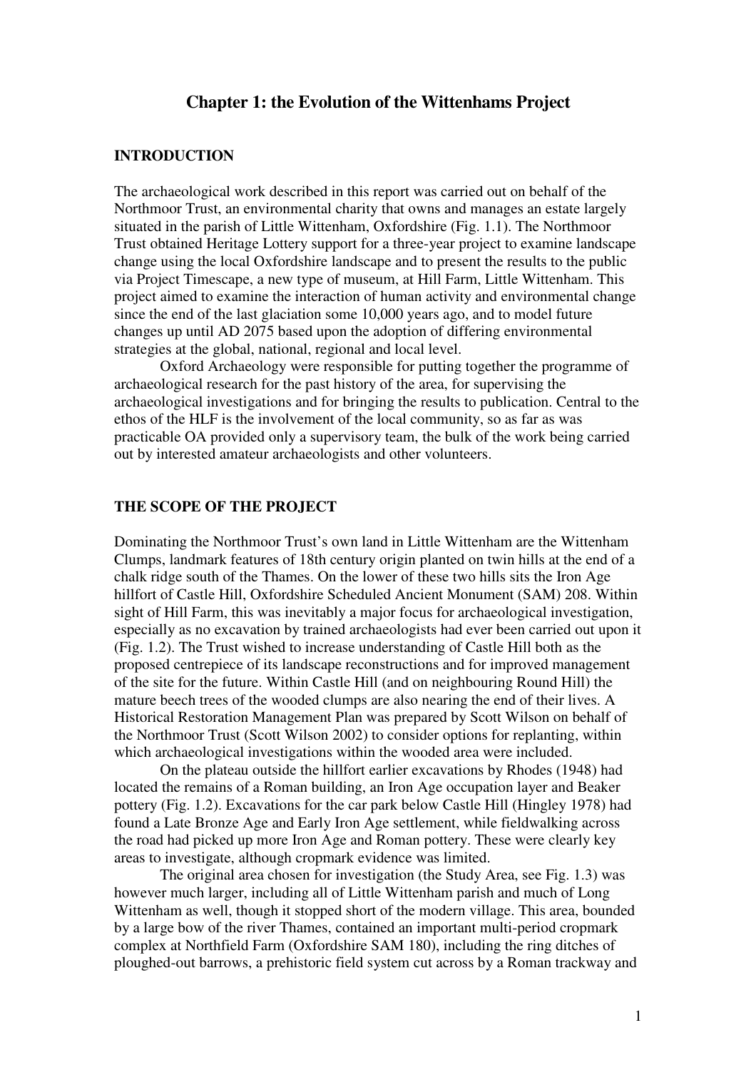# Chapter 1: the Evolution of the Wittenhams Project

## INTRODUCTION

The archaeological work described in this report was carried out on behalf of the Northmoor Trust, an environmental charity that owns and manages an estate largely situated in the parish of Little Wittenham, Oxfordshire (Fig. 1.1). The Northmoor Trust obtained Heritage Lottery support for a three-year project to examine landscape change using the local Oxfordshire landscape and to present the results to the public via Project Timescape, a new type of museum, at Hill Farm, Little Wittenham. This project aimed to examine the interaction of human activity and environmental change since the end of the last glaciation some 10,000 years ago, and to model future changes up until AD 2075 based upon the adoption of differing environmental strategies at the global, national, regional and local level.

Oxford Archaeology were responsible for putting together the programme of archaeological research for the past history of the area, for supervising the archaeological investigations and for bringing the results to publication. Central to the ethos of the HLF is the involvement of the local community, so as far as was practicable OA provided only a supervisory team, the bulk of the work being carried out by interested amateur archaeologists and other volunteers.

## THE SCOPE OF THE PROJECT

Dominating the Northmoor Trust's own land in Little Wittenham are the Wittenham Clumps, landmark features of 18th century origin planted on twin hills at the end of a chalk ridge south of the Thames. On the lower of these two hills sits the Iron Age hillfort of Castle Hill, Oxfordshire Scheduled Ancient Monument (SAM) 208. Within sight of Hill Farm, this was inevitably a major focus for archaeological investigation, especially as no excavation by trained archaeologists had ever been carried out upon it (Fig. 1.2). The Trust wished to increase understanding of Castle Hill both as the proposed centrepiece of its landscape reconstructions and for improved management of the site for the future. Within Castle Hill (and on neighbouring Round Hill) the mature beech trees of the wooded clumps are also nearing the end of their lives. A Historical Restoration Management Plan was prepared by Scott Wilson on behalf of the Northmoor Trust (Scott Wilson 2002) to consider options for replanting, within which archaeological investigations within the wooded area were included.

On the plateau outside the hillfort earlier excavations by Rhodes (1948) had located the remains of a Roman building, an Iron Age occupation layer and Beaker pottery (Fig. 1.2). Excavations for the car park below Castle Hill (Hingley 1978) had found a Late Bronze Age and Early Iron Age settlement, while fieldwalking across the road had picked up more Iron Age and Roman pottery. These were clearly key areas to investigate, although cropmark evidence was limited.

The original area chosen for investigation (the Study Area, see Fig. 1.3) was however much larger, including all of Little Wittenham parish and much of Long Wittenham as well, though it stopped short of the modern village. This area, bounded by a large bow of the river Thames, contained an important multi-period cropmark complex at Northfield Farm (Oxfordshire SAM 180), including the ring ditches of ploughed-out barrows, a prehistoric field system cut across by a Roman trackway and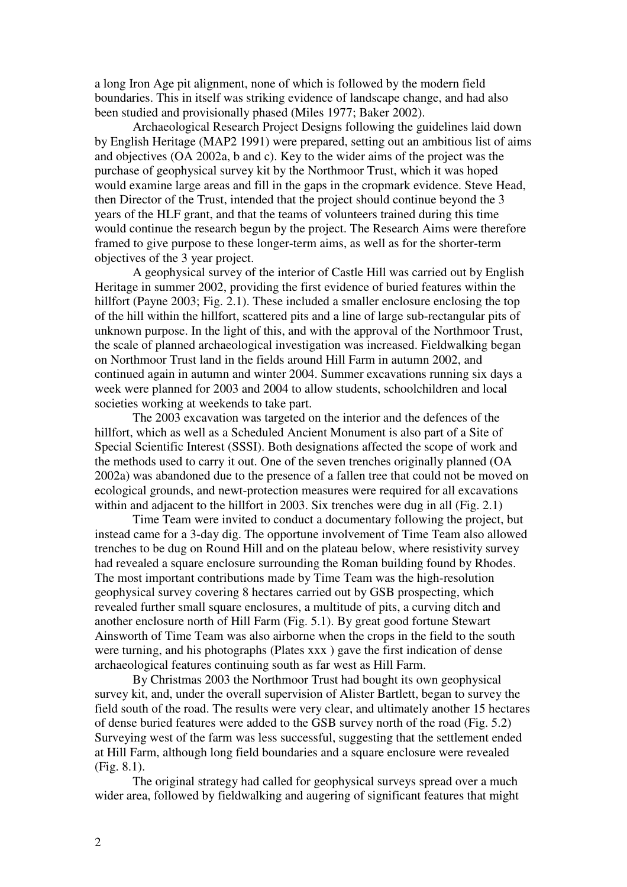a long Iron Age pit alignment, none of which is followed by the modern field boundaries. This in itself was striking evidence of landscape change, and had also been studied and provisionally phased (Miles 1977; Baker 2002).

Archaeological Research Project Designs following the guidelines laid down by English Heritage (MAP2 1991) were prepared, setting out an ambitious list of aims and objectives (OA 2002a, b and c). Key to the wider aims of the project was the purchase of geophysical survey kit by the Northmoor Trust, which it was hoped would examine large areas and fill in the gaps in the cropmark evidence. Steve Head, then Director of the Trust, intended that the project should continue beyond the 3 years of the HLF grant, and that the teams of volunteers trained during this time would continue the research begun by the project. The Research Aims were therefore framed to give purpose to these longer-term aims, as well as for the shorter-term objectives of the 3 year project.

A geophysical survey of the interior of Castle Hill was carried out by English Heritage in summer 2002, providing the first evidence of buried features within the hillfort (Payne 2003; Fig. 2.1). These included a smaller enclosure enclosing the top of the hill within the hillfort, scattered pits and a line of large sub-rectangular pits of unknown purpose. In the light of this, and with the approval of the Northmoor Trust, the scale of planned archaeological investigation was increased. Fieldwalking began on Northmoor Trust land in the fields around Hill Farm in autumn 2002, and continued again in autumn and winter 2004. Summer excavations running six days a week were planned for 2003 and 2004 to allow students, schoolchildren and local societies working at weekends to take part.

The 2003 excavation was targeted on the interior and the defences of the hillfort, which as well as a Scheduled Ancient Monument is also part of a Site of Special Scientific Interest (SSSI). Both designations affected the scope of work and the methods used to carry it out. One of the seven trenches originally planned (OA 2002a) was abandoned due to the presence of a fallen tree that could not be moved on ecological grounds, and newt-protection measures were required for all excavations within and adjacent to the hillfort in 2003. Six trenches were dug in all (Fig. 2.1)

Time Team were invited to conduct a documentary following the project, but instead came for a 3-day dig. The opportune involvement of Time Team also allowed trenches to be dug on Round Hill and on the plateau below, where resistivity survey had revealed a square enclosure surrounding the Roman building found by Rhodes. The most important contributions made by Time Team was the high-resolution geophysical survey covering 8 hectares carried out by GSB prospecting, which revealed further small square enclosures, a multitude of pits, a curving ditch and another enclosure north of Hill Farm (Fig. 5.1). By great good fortune Stewart Ainsworth of Time Team was also airborne when the crops in the field to the south were turning, and his photographs (Plates xxx ) gave the first indication of dense archaeological features continuing south as far west as Hill Farm.

By Christmas 2003 the Northmoor Trust had bought its own geophysical survey kit, and, under the overall supervision of Alister Bartlett, began to survey the field south of the road. The results were very clear, and ultimately another 15 hectares of dense buried features were added to the GSB survey north of the road (Fig. 5.2) Surveying west of the farm was less successful, suggesting that the settlement ended at Hill Farm, although long field boundaries and a square enclosure were revealed (Fig. 8.1).

The original strategy had called for geophysical surveys spread over a much wider area, followed by fieldwalking and augering of significant features that might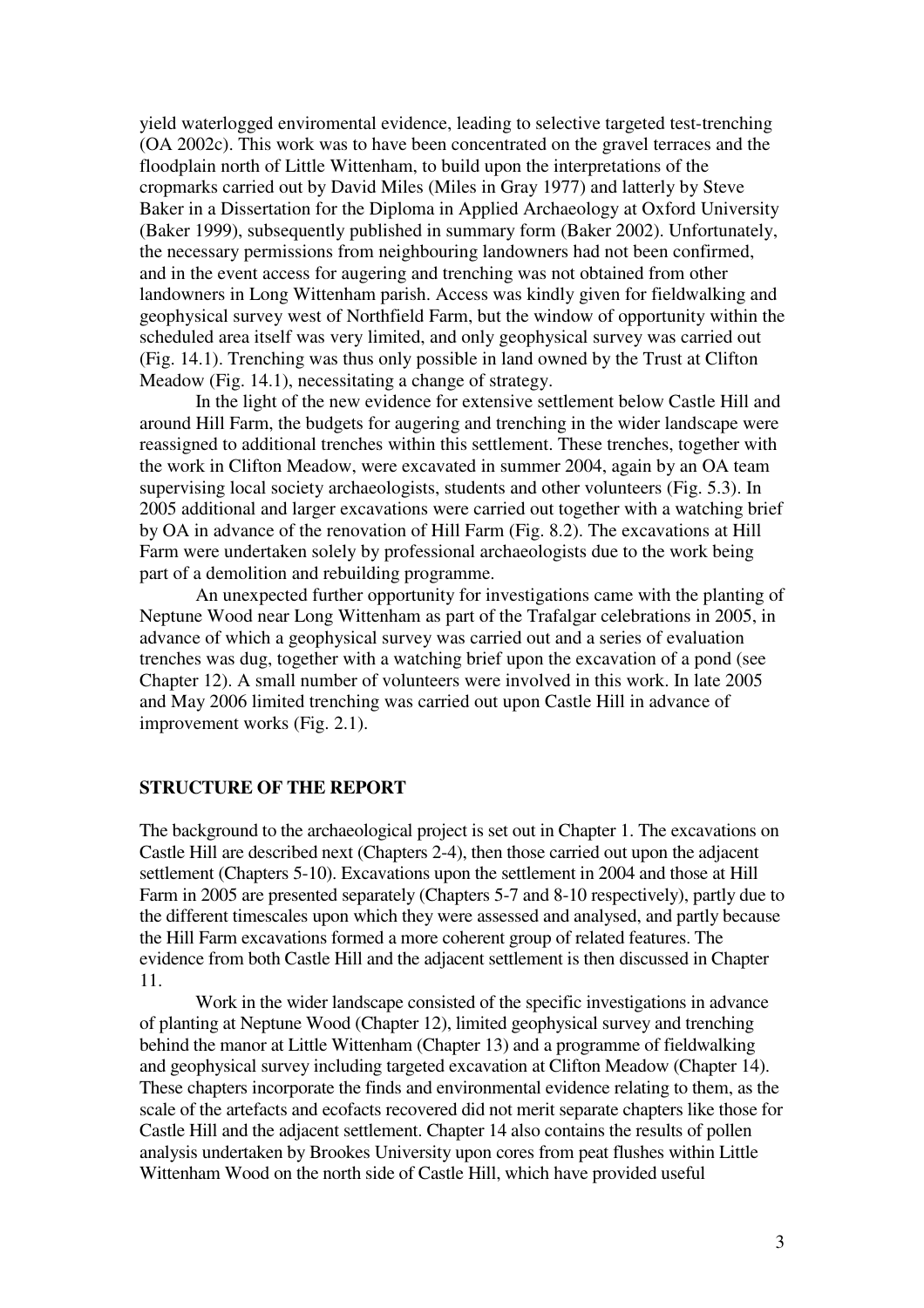yield waterlogged enviromental evidence, leading to selective targeted test-trenching (OA 2002c). This work was to have been concentrated on the gravel terraces and the floodplain north of Little Wittenham, to build upon the interpretations of the cropmarks carried out by David Miles (Miles in Gray 1977) and latterly by Steve Baker in a Dissertation for the Diploma in Applied Archaeology at Oxford University (Baker 1999), subsequently published in summary form (Baker 2002). Unfortunately, the necessary permissions from neighbouring landowners had not been confirmed, and in the event access for augering and trenching was not obtained from other landowners in Long Wittenham parish. Access was kindly given for fieldwalking and geophysical survey west of Northfield Farm, but the window of opportunity within the scheduled area itself was very limited, and only geophysical survey was carried out (Fig. 14.1). Trenching was thus only possible in land owned by the Trust at Clifton Meadow (Fig. 14.1), necessitating a change of strategy.

In the light of the new evidence for extensive settlement below Castle Hill and around Hill Farm, the budgets for augering and trenching in the wider landscape were reassigned to additional trenches within this settlement. These trenches, together with the work in Clifton Meadow, were excavated in summer 2004, again by an OA team supervising local society archaeologists, students and other volunteers (Fig. 5.3). In 2005 additional and larger excavations were carried out together with a watching brief by OA in advance of the renovation of Hill Farm (Fig. 8.2). The excavations at Hill Farm were undertaken solely by professional archaeologists due to the work being part of a demolition and rebuilding programme.

An unexpected further opportunity for investigations came with the planting of Neptune Wood near Long Wittenham as part of the Trafalgar celebrations in 2005, in advance of which a geophysical survey was carried out and a series of evaluation trenches was dug, together with a watching brief upon the excavation of a pond (see Chapter 12). A small number of volunteers were involved in this work. In late 2005 and May 2006 limited trenching was carried out upon Castle Hill in advance of improvement works (Fig. 2.1).

## STRUCTURE OF THE REPORT

The background to the archaeological project is set out in Chapter 1. The excavations on Castle Hill are described next (Chapters 2-4), then those carried out upon the adjacent settlement (Chapters 5-10). Excavations upon the settlement in 2004 and those at Hill Farm in 2005 are presented separately (Chapters 5-7 and 8-10 respectively), partly due to the different timescales upon which they were assessed and analysed, and partly because the Hill Farm excavations formed a more coherent group of related features. The evidence from both Castle Hill and the adjacent settlement is then discussed in Chapter 11.

Work in the wider landscape consisted of the specific investigations in advance of planting at Neptune Wood (Chapter 12), limited geophysical survey and trenching behind the manor at Little Wittenham (Chapter 13) and a programme of fieldwalking and geophysical survey including targeted excavation at Clifton Meadow (Chapter 14). These chapters incorporate the finds and environmental evidence relating to them, as the scale of the artefacts and ecofacts recovered did not merit separate chapters like those for Castle Hill and the adjacent settlement. Chapter 14 also contains the results of pollen analysis undertaken by Brookes University upon cores from peat flushes within Little Wittenham Wood on the north side of Castle Hill, which have provided useful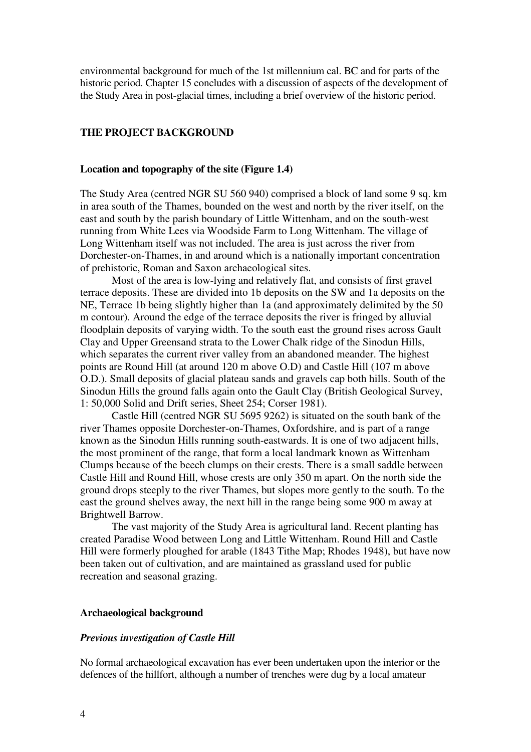environmental background for much of the 1st millennium cal. BC and for parts of the historic period. Chapter 15 concludes with a discussion of aspects of the development of the Study Area in post-glacial times, including a brief overview of the historic period.

## THE PROJECT BACKGROUND

### Location and topography of the site (Figure 1.4)

The Study Area (centred NGR SU 560 940) comprised a block of land some 9 sq. km in area south of the Thames, bounded on the west and north by the river itself, on the east and south by the parish boundary of Little Wittenham, and on the south-west running from White Lees via Woodside Farm to Long Wittenham. The village of Long Wittenham itself was not included. The area is just across the river from Dorchester-on-Thames, in and around which is a nationally important concentration of prehistoric, Roman and Saxon archaeological sites.

Most of the area is low-lying and relatively flat, and consists of first gravel terrace deposits. These are divided into 1b deposits on the SW and 1a deposits on the NE, Terrace 1b being slightly higher than 1a (and approximately delimited by the 50 m contour). Around the edge of the terrace deposits the river is fringed by alluvial floodplain deposits of varying width. To the south east the ground rises across Gault Clay and Upper Greensand strata to the Lower Chalk ridge of the Sinodun Hills, which separates the current river valley from an abandoned meander. The highest points are Round Hill (at around 120 m above O.D) and Castle Hill (107 m above O.D.). Small deposits of glacial plateau sands and gravels cap both hills. South of the Sinodun Hills the ground falls again onto the Gault Clay (British Geological Survey, 1: 50,000 Solid and Drift series, Sheet 254; Corser 1981).

Castle Hill (centred NGR SU 5695 9262) is situated on the south bank of the river Thames opposite Dorchester-on-Thames, Oxfordshire, and is part of a range known as the Sinodun Hills running south-eastwards. It is one of two adjacent hills, the most prominent of the range, that form a local landmark known as Wittenham Clumps because of the beech clumps on their crests. There is a small saddle between Castle Hill and Round Hill, whose crests are only 350 m apart. On the north side the ground drops steeply to the river Thames, but slopes more gently to the south. To the east the ground shelves away, the next hill in the range being some 900 m away at Brightwell Barrow.

The vast majority of the Study Area is agricultural land. Recent planting has created Paradise Wood between Long and Little Wittenham. Round Hill and Castle Hill were formerly ploughed for arable (1843 Tithe Map; Rhodes 1948), but have now been taken out of cultivation, and are maintained as grassland used for public recreation and seasonal grazing.

### Archaeological background

#### *Previous investigation of Castle Hill*

No formal archaeological excavation has ever been undertaken upon the interior or the defences of the hillfort, although a number of trenches were dug by a local amateur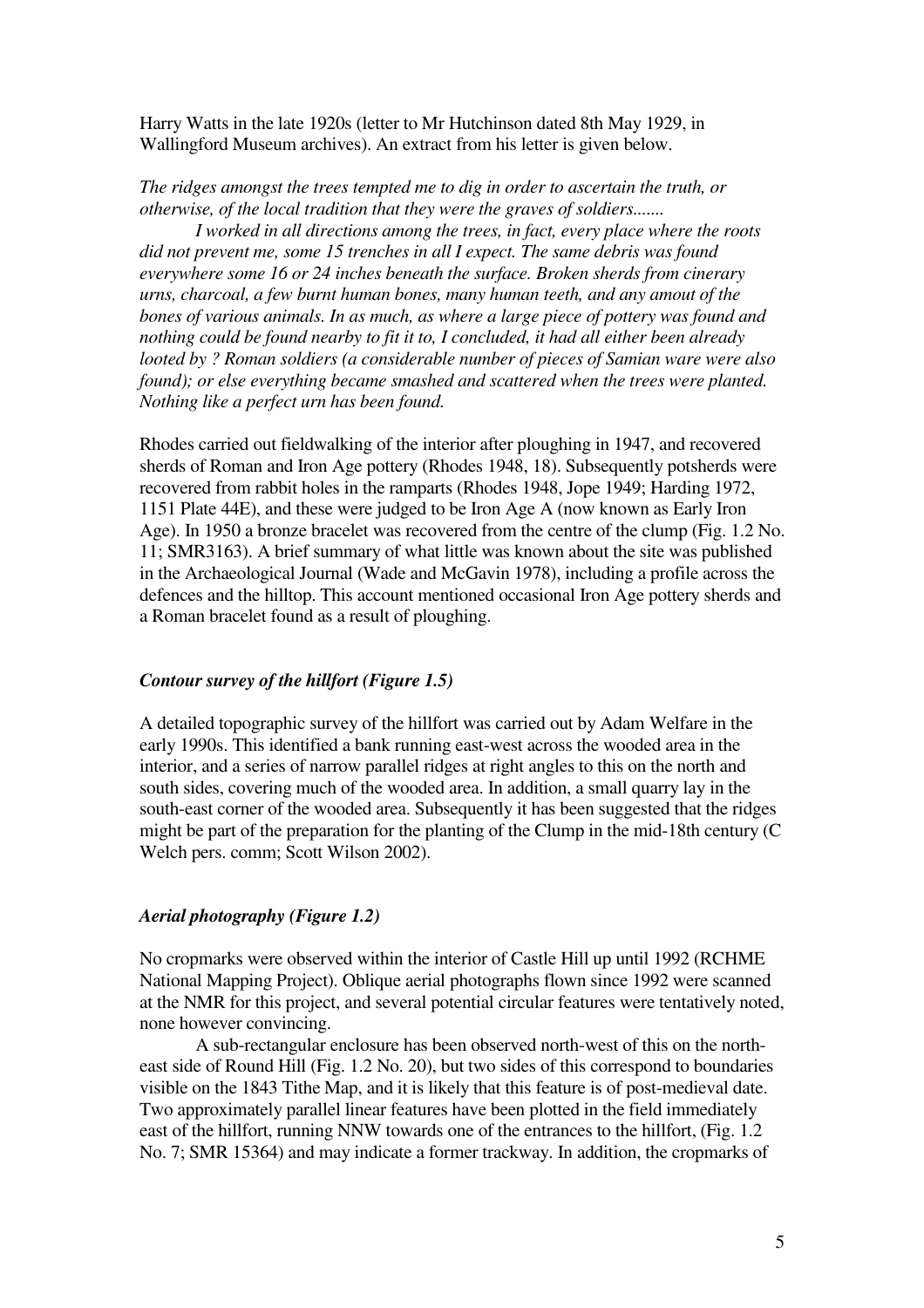Harry Watts in the late 1920s (letter to Mr Hutchinson dated 8th May 1929, in Wallingford Museum archives). An extract from his letter is given below.

*The ridges amongst the trees tempted me to dig in order to ascertain the truth, or otherwise, of the local tradition that they were the graves of soldiers.......*

*I worked in all directions among the trees, in fact, every place where the roots did not prevent me, some 15 trenches in all I expect. The same debris was found everywhere some 16 or 24 inches beneath the surface. Broken sherds from cinerary urns, charcoal, a few burnt human bones, many human teeth, and any amout of the bones of various animals. In as much, as where a large piece of pottery was found and nothing could be found nearby to fit it to, I concluded, it had all either been already looted by ? Roman soldiers (a considerable number of pieces of Samian ware were also found); or else everything became smashed and scattered when the trees were planted. Nothing like a perfect urn has been found.*

Rhodes carried out fieldwalking of the interior after ploughing in 1947, and recovered sherds of Roman and Iron Age pottery (Rhodes 1948, 18). Subsequently potsherds were recovered from rabbit holes in the ramparts (Rhodes 1948, Jope 1949; Harding 1972, 1151 Plate 44E), and these were judged to be Iron Age A (now known as Early Iron Age). In 1950 a bronze bracelet was recovered from the centre of the clump (Fig. 1.2 No. 11; SMR3163). A brief summary of what little was known about the site was published in the Archaeological Journal (Wade and McGavin 1978), including a profile across the defences and the hilltop. This account mentioned occasional Iron Age pottery sherds and a Roman bracelet found as a result of ploughing.

### *Contour survey of the hillfort (Figure 1.5)*

A detailed topographic survey of the hillfort was carried out by Adam Welfare in the early 1990s. This identified a bank running east-west across the wooded area in the interior, and a series of narrow parallel ridges at right angles to this on the north and south sides, covering much of the wooded area. In addition, a small quarry lay in the south-east corner of the wooded area. Subsequently it has been suggested that the ridges might be part of the preparation for the planting of the Clump in the mid-18th century (C Welch pers. comm; Scott Wilson 2002).

### *Aerial photography (Figure 1.2)*

No cropmarks were observed within the interior of Castle Hill up until 1992 (RCHME National Mapping Project). Oblique aerial photographs flown since 1992 were scanned at the NMR for this project, and several potential circular features were tentatively noted, none however convincing.

A sub-rectangular enclosure has been observed north-west of this on the north-east side of Round Hill (Fig. 1.2 No. 20), but two sides of this correspond to boundaries visible on the 1843 Tithe Map, and it is likely that this feature is of post-medieval date. Two approximately parallel linear features have been plotted in the field immediately east of the hillfort, running NNW towards one of the entrances to the hillfort, (Fig. 1.2 No. 7; SMR 15364) and may indicate a former trackway. In addition, the cropmarks of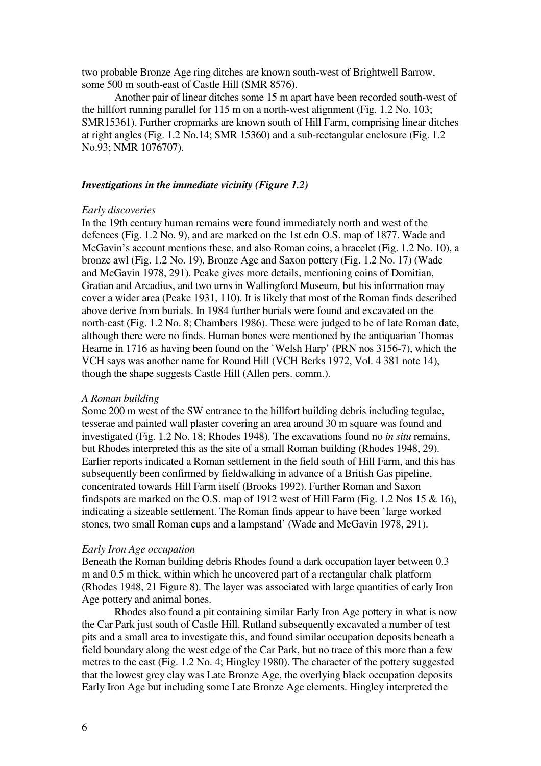two probable Bronze Age ring ditches are known south-west of Brightwell Barrow, some 500 m south-east of Castle Hill (SMR 8576).

Another pair of linear ditches some 15 m apart have been recorded south-west of the hillfort running parallel for 115 m on a north-west alignment (Fig. 1.2 No. 103; SMR15361). Further cropmarks are known south of Hill Farm, comprising linear ditches at right angles (Fig. 1.2 No.14; SMR 15360) and a sub-rectangular enclosure (Fig. 1.2 No.93; NMR 1076707).

### ***Investigations in the immediate vicinity (Figure 1.2)***

#### *Early discoveries*

In the 19th century human remains were found immediately north and west of the defences (Fig. 1.2 No. 9), and are marked on the 1st edn O.S. map of 1877. Wade and McGavin's account mentions these, and also Roman coins, a bracelet (Fig. 1.2 No. 10), a bronze awl (Fig. 1.2 No. 19), Bronze Age and Saxon pottery (Fig. 1.2 No. 17) (Wade and McGavin 1978, 291). Peake gives more details, mentioning coins of Domitian, Gratian and Arcadius, and two urns in Wallingford Museum, but his information may cover a wider area (Peake 1931, 110). It is likely that most of the Roman finds described above derive from burials. In 1984 further burials were found and excavated on the north-east (Fig. 1.2 No. 8; Chambers 1986). These were judged to be of late Roman date, although there were no finds. Human bones were mentioned by the antiquarian Thomas Hearne in 1716 as having been found on the `Welsh Harp' (PRN nos 3156-7), which the VCH says was another name for Round Hill (VCH Berks 1972, Vol. 4 381 note 14), though the shape suggests Castle Hill (Allen pers. comm.).

#### *A Roman building*

Some 200 m west of the SW entrance to the hillfort building debris including tegulae, tesserae and painted wall plaster covering an area around 30 m square was found and investigated (Fig. 1.2 No. 18; Rhodes 1948). The excavations found no *in situ* remains, but Rhodes interpreted this as the site of a small Roman building (Rhodes 1948, 29). Earlier reports indicated a Roman settlement in the field south of Hill Farm, and this has subsequently been confirmed by fieldwalking in advance of a British Gas pipeline, concentrated towards Hill Farm itself (Brooks 1992). Further Roman and Saxon findspots are marked on the O.S. map of 1912 west of Hill Farm (Fig. 1.2 Nos 15 & 16), indicating a sizeable settlement. The Roman finds appear to have been `large worked stones, two small Roman cups and a lampstand' (Wade and McGavin 1978, 291).

#### *Early Iron Age occupation*

Beneath the Roman building debris Rhodes found a dark occupation layer between 0.3 m and 0.5 m thick, within which he uncovered part of a rectangular chalk platform (Rhodes 1948, 21 Figure 8). The layer was associated with large quantities of early Iron Age pottery and animal bones.

Rhodes also found a pit containing similar Early Iron Age pottery in what is now the Car Park just south of Castle Hill. Rutland subsequently excavated a number of test pits and a small area to investigate this, and found similar occupation deposits beneath a field boundary along the west edge of the Car Park, but no trace of this more than a few metres to the east (Fig. 1.2 No. 4; Hingley 1980). The character of the pottery suggested that the lowest grey clay was Late Bronze Age, the overlying black occupation deposits Early Iron Age but including some Late Bronze Age elements. Hingley interpreted the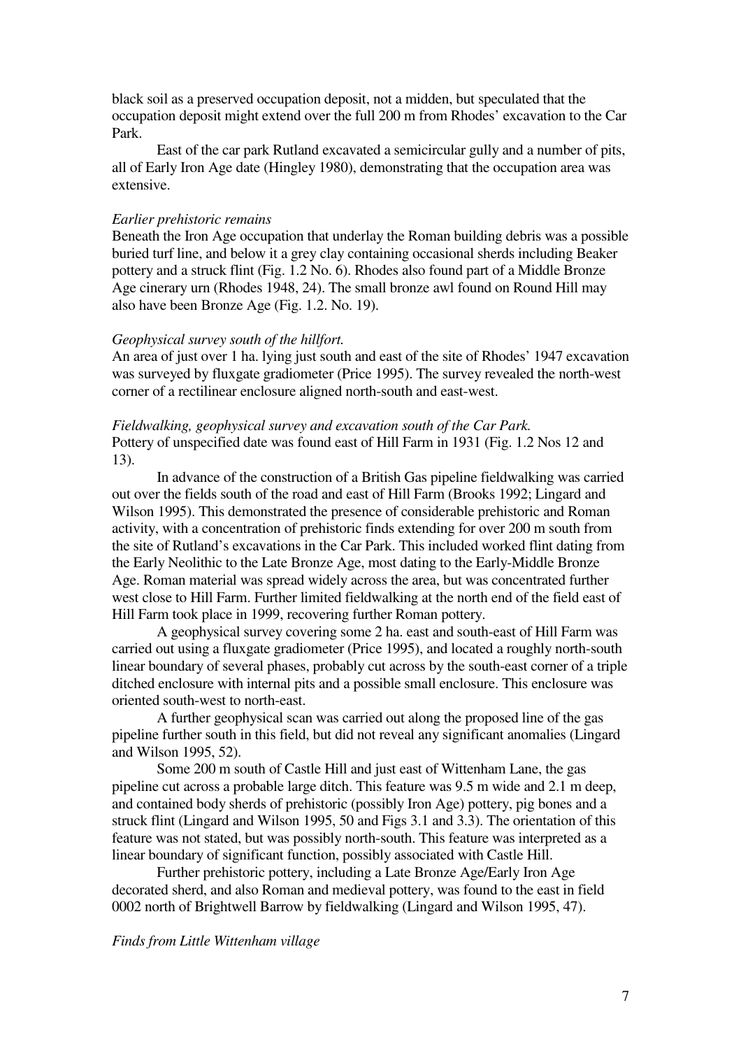black soil as a preserved occupation deposit, not a midden, but speculated that the occupation deposit might extend over the full 200 m from Rhodes' excavation to the Car Park.

East of the car park Rutland excavated a semicircular gully and a number of pits, all of Early Iron Age date (Hingley 1980), demonstrating that the occupation area was extensive.

*Earlier prehistoric remains*

Beneath the Iron Age occupation that underlay the Roman building debris was a possible buried turf line, and below it a grey clay containing occasional sherds including Beaker pottery and a struck flint (Fig. 1.2 No. 6). Rhodes also found part of a Middle Bronze Age cinerary urn (Rhodes 1948, 24). The small bronze awl found on Round Hill may also have been Bronze Age (Fig. 1.2. No. 19).

*Geophysical survey south of the hillfort.*

An area of just over 1 ha. lying just south and east of the site of Rhodes' 1947 excavation was surveyed by fluxgate gradiometer (Price 1995). The survey revealed the north-west corner of a rectilinear enclosure aligned north-south and east-west.

*Fieldwalking, geophysical survey and excavation south of the Car Park.*

Pottery of unspecified date was found east of Hill Farm in 1931 (Fig. 1.2 Nos 12 and 13).

In advance of the construction of a British Gas pipeline fieldwalking was carried out over the fields south of the road and east of Hill Farm (Brooks 1992; Lingard and Wilson 1995). This demonstrated the presence of considerable prehistoric and Roman activity, with a concentration of prehistoric finds extending for over 200 m south from the site of Rutland's excavations in the Car Park. This included worked flint dating from the Early Neolithic to the Late Bronze Age, most dating to the Early-Middle Bronze Age. Roman material was spread widely across the area, but was concentrated further west close to Hill Farm. Further limited fieldwalking at the north end of the field east of Hill Farm took place in 1999, recovering further Roman pottery.

A geophysical survey covering some 2 ha. east and south-east of Hill Farm was carried out using a fluxgate gradiometer (Price 1995), and located a roughly north-south linear boundary of several phases, probably cut across by the south-east corner of a triple ditched enclosure with internal pits and a possible small enclosure. This enclosure was oriented south-west to north-east.

A further geophysical scan was carried out along the proposed line of the gas pipeline further south in this field, but did not reveal any significant anomalies (Lingard and Wilson 1995, 52).

Some 200 m south of Castle Hill and just east of Wittenham Lane, the gas pipeline cut across a probable large ditch. This feature was 9.5 m wide and 2.1 m deep, and contained body sherds of prehistoric (possibly Iron Age) pottery, pig bones and a struck flint (Lingard and Wilson 1995, 50 and Figs 3.1 and 3.3). The orientation of this feature was not stated, but was possibly north-south. This feature was interpreted as a linear boundary of significant function, possibly associated with Castle Hill.

Further prehistoric pottery, including a Late Bronze Age/Early Iron Age decorated sherd, and also Roman and medieval pottery, was found to the east in field 0002 north of Brightwell Barrow by fieldwalking (Lingard and Wilson 1995, 47).

*Finds from Little Wittenham village*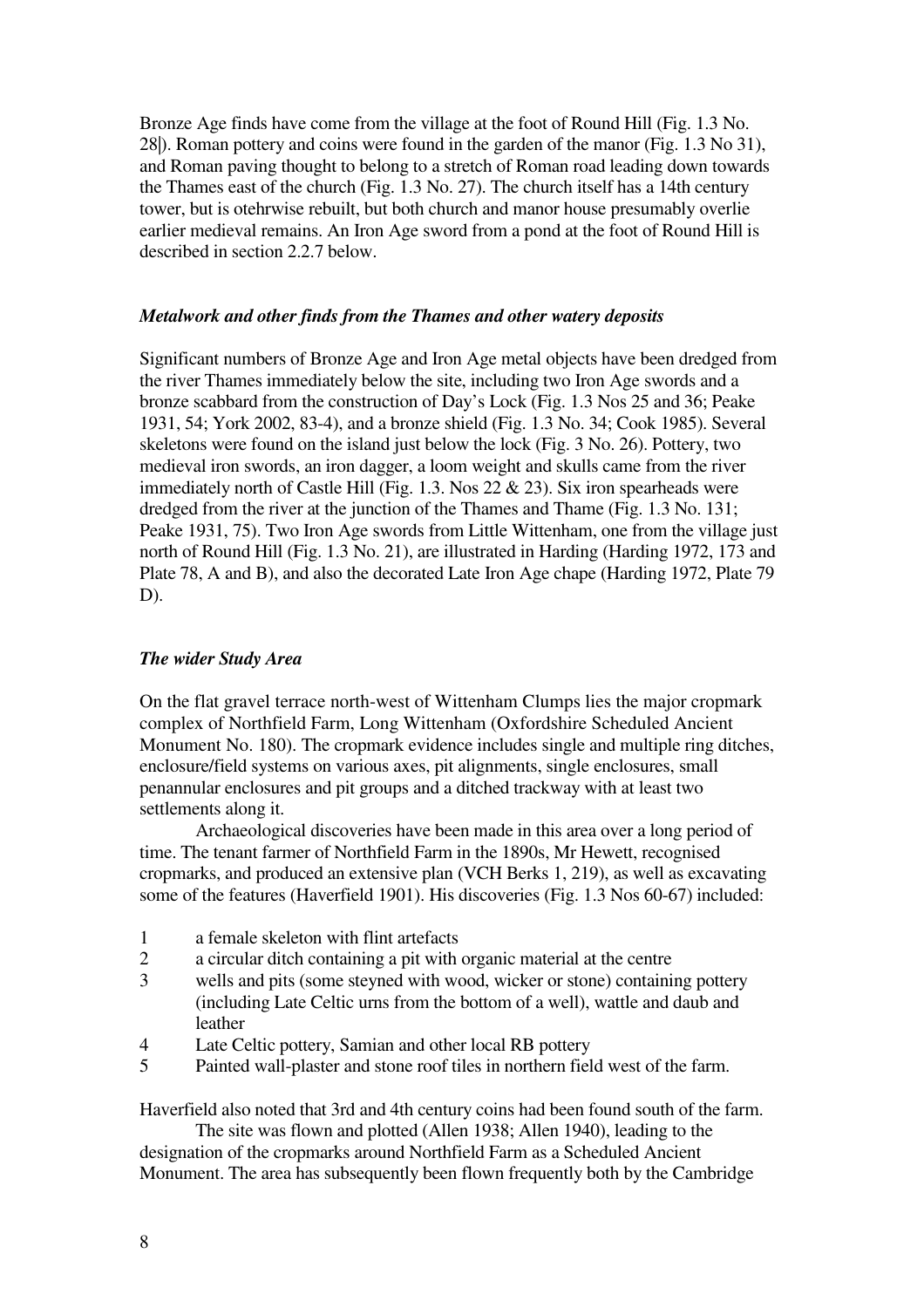Bronze Age finds have come from the village at the foot of Round Hill (Fig. 1.3 No. 28|). Roman pottery and coins were found in the garden of the manor (Fig. 1.3 No 31), and Roman paving thought to belong to a stretch of Roman road leading down towards the Thames east of the church (Fig. 1.3 No. 27). The church itself has a 14th century tower, but is otehrwise rebuilt, but both church and manor house presumably overlie earlier medieval remains. An Iron Age sword from a pond at the foot of Round Hill is described in section 2.2.7 below.

### *Metalwork and other finds from the Thames and other watery deposits*

Significant numbers of Bronze Age and Iron Age metal objects have been dredged from the river Thames immediately below the site, including two Iron Age swords and a bronze scabbard from the construction of Day's Lock (Fig. 1.3 Nos 25 and 36; Peake 1931, 54; York 2002, 83-4), and a bronze shield (Fig. 1.3 No. 34; Cook 1985). Several skeletons were found on the island just below the lock (Fig. 3 No. 26). Pottery, two medieval iron swords, an iron dagger, a loom weight and skulls came from the river immediately north of Castle Hill (Fig. 1.3. Nos 22 & 23). Six iron spearheads were dredged from the river at the junction of the Thames and Thame (Fig. 1.3 No. 131; Peake 1931, 75). Two Iron Age swords from Little Wittenham, one from the village just north of Round Hill (Fig. 1.3 No. 21), are illustrated in Harding (Harding 1972, 173 and Plate 78, A and B), and also the decorated Late Iron Age chape (Harding 1972, Plate 79 D).

### *The wider Study Area*

On the flat gravel terrace north-west of Wittenham Clumps lies the major cropmark complex of Northfield Farm, Long Wittenham (Oxfordshire Scheduled Ancient Monument No. 180). The cropmark evidence includes single and multiple ring ditches, enclosure/field systems on various axes, pit alignments, single enclosures, small penannular enclosures and pit groups and a ditched trackway with at least two settlements along it.

Archaeological discoveries have been made in this area over a long period of time. The tenant farmer of Northfield Farm in the 1890s, Mr Hewett, recognised cropmarks, and produced an extensive plan (VCH Berks 1, 219), as well as excavating some of the features (Haverfield 1901). His discoveries (Fig. 1.3 Nos 60-67) included:

1. a female skeleton with flint artefacts
2. a circular ditch containing a pit with organic material at the centre
3. wells and pits (some steyned with wood, wicker or stone) containing pottery (including Late Celtic urns from the bottom of a well), wattle and daub and leather
4. Late Celtic pottery, Samian and other local RB pottery
5. Painted wall-plaster and stone roof tiles in northern field west of the farm.

Haverfield also noted that 3rd and 4th century coins had been found south of the farm.

The site was flown and plotted (Allen 1938; Allen 1940), leading to the designation of the cropmarks around Northfield Farm as a Scheduled Ancient Monument. The area has subsequently been flown frequently both by the Cambridge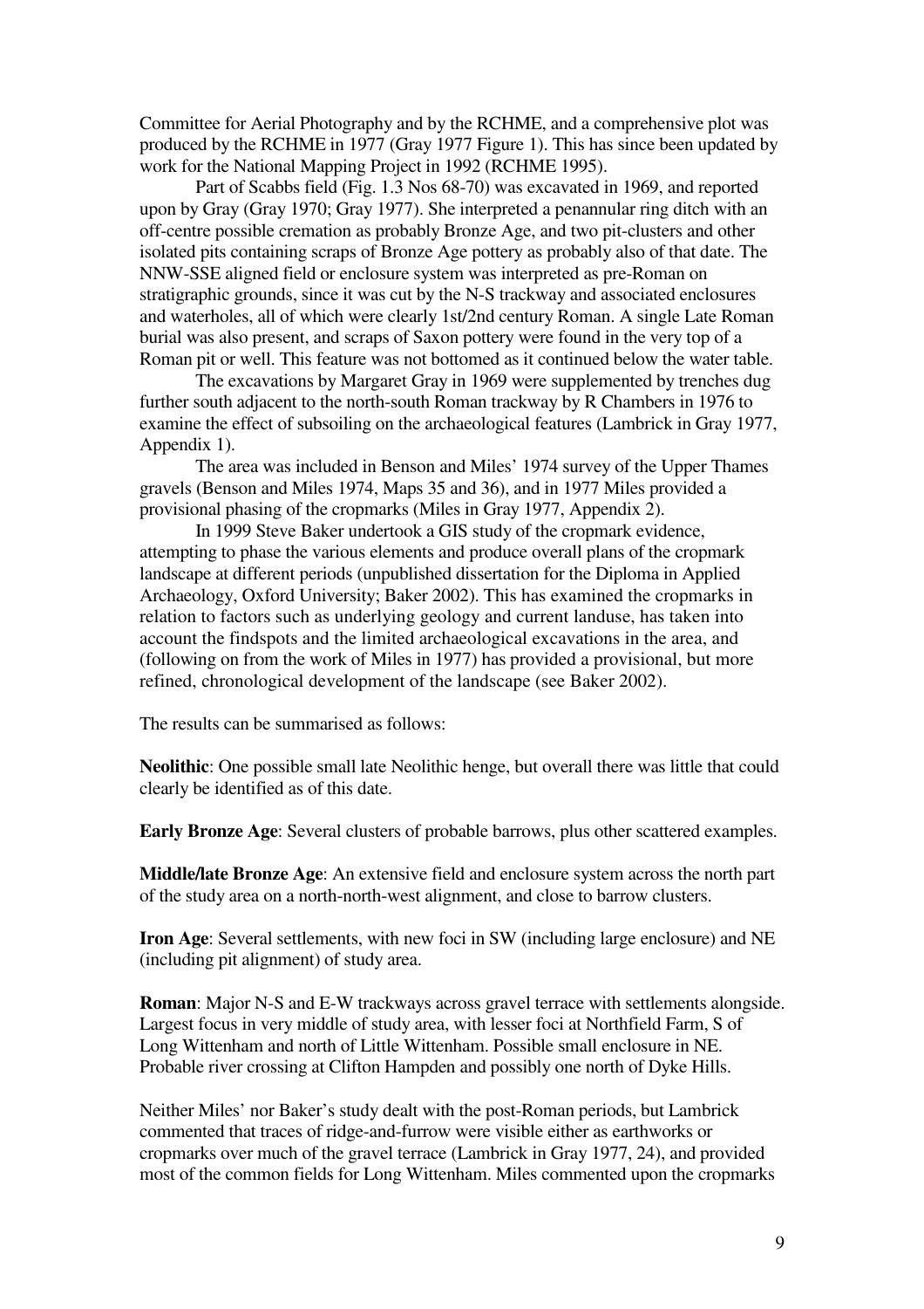Committee for Aerial Photography and by the RCHME, and a comprehensive plot was produced by the RCHME in 1977 (Gray 1977 Figure 1). This has since been updated by work for the National Mapping Project in 1992 (RCHME 1995).

Part of Scabbs field (Fig. 1.3 Nos 68-70) was excavated in 1969, and reported upon by Gray (Gray 1970; Gray 1977). She interpreted a penannular ring ditch with an off-centre possible cremation as probably Bronze Age, and two pit-clusters and other isolated pits containing scraps of Bronze Age pottery as probably also of that date. The NNW-SSE aligned field or enclosure system was interpreted as pre-Roman on stratigraphic grounds, since it was cut by the N-S trackway and associated enclosures and waterholes, all of which were clearly 1st/2nd century Roman. A single Late Roman burial was also present, and scraps of Saxon pottery were found in the very top of a Roman pit or well. This feature was not bottomed as it continued below the water table.

The excavations by Margaret Gray in 1969 were supplemented by trenches dug further south adjacent to the north-south Roman trackway by R Chambers in 1976 to examine the effect of subsoiling on the archaeological features (Lambrick in Gray 1977, Appendix 1).

The area was included in Benson and Miles' 1974 survey of the Upper Thames gravels (Benson and Miles 1974, Maps 35 and 36), and in 1977 Miles provided a provisional phasing of the cropmarks (Miles in Gray 1977, Appendix 2).

In 1999 Steve Baker undertook a GIS study of the cropmark evidence, attempting to phase the various elements and produce overall plans of the cropmark landscape at different periods (unpublished dissertation for the Diploma in Applied Archaeology, Oxford University; Baker 2002). This has examined the cropmarks in relation to factors such as underlying geology and current landuse, has taken into account the findspots and the limited archaeological excavations in the area, and (following on from the work of Miles in 1977) has provided a provisional, but more refined, chronological development of the landscape (see Baker 2002).

The results can be summarised as follows:

**Neolithic**: One possible small late Neolithic henge, but overall there was little that could clearly be identified as of this date.

**Early Bronze Age**: Several clusters of probable barrows, plus other scattered examples.

**Middle/late Bronze Age**: An extensive field and enclosure system across the north part of the study area on a north-north-west alignment, and close to barrow clusters.

**Iron Age**: Several settlements, with new foci in SW (including large enclosure) and NE (including pit alignment) of study area.

**Roman**: Major N-S and E-W trackways across gravel terrace with settlements alongside. Largest focus in very middle of study area, with lesser foci at Northfield Farm, S of Long Wittenham and north of Little Wittenham. Possible small enclosure in NE. Probable river crossing at Clifton Hampden and possibly one north of Dyke Hills.

Neither Miles' nor Baker's study dealt with the post-Roman periods, but Lambrick commented that traces of ridge-and-furrow were visible either as earthworks or cropmarks over much of the gravel terrace (Lambrick in Gray 1977, 24), and provided most of the common fields for Long Wittenham. Miles commented upon the cropmarks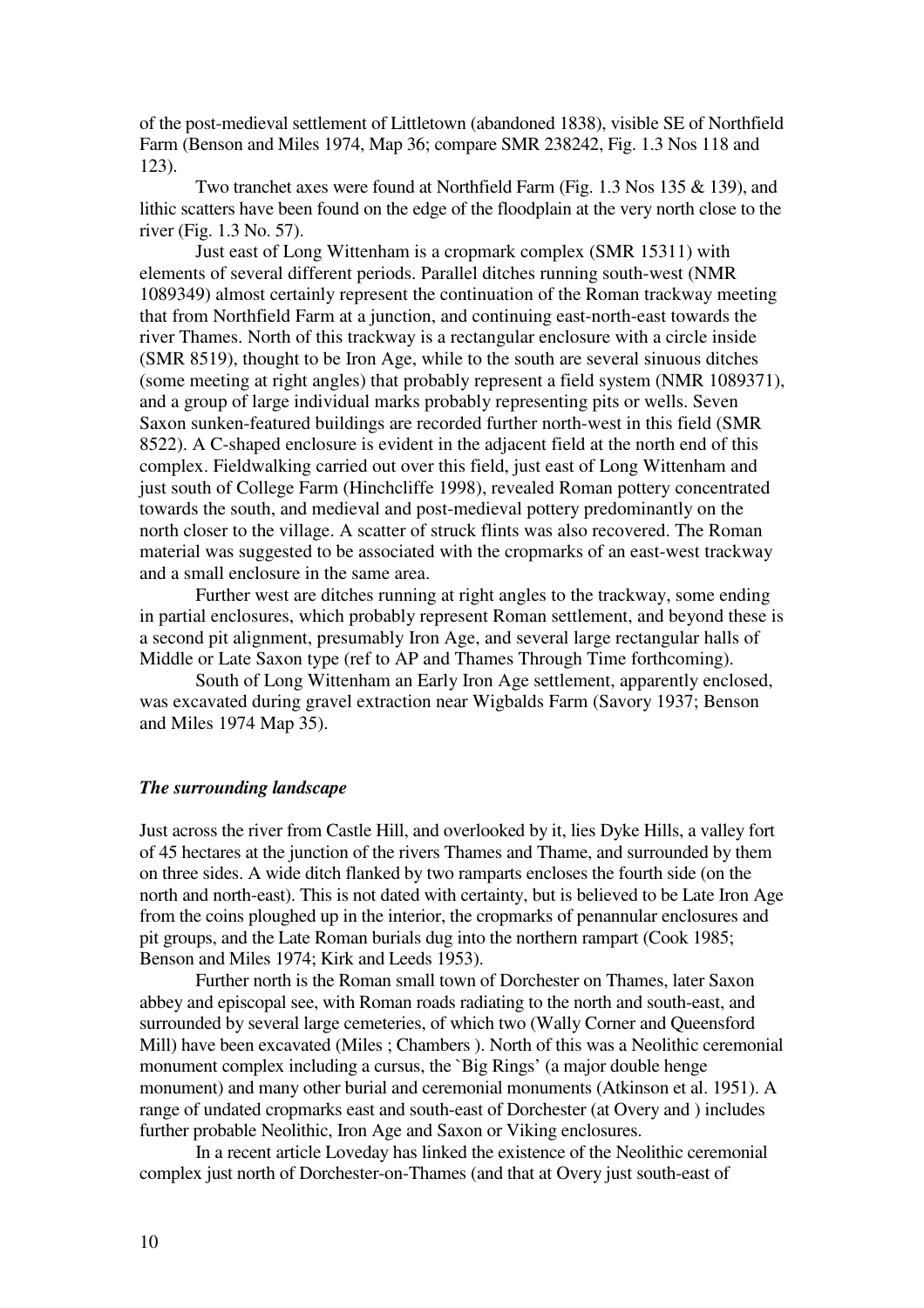of the post-medieval settlement of Littletown (abandoned 1838), visible SE of Northfield Farm (Benson and Miles 1974, Map 36; compare SMR 238242, Fig. 1.3 Nos 118 and 123).

Two tranchet axes were found at Northfield Farm (Fig. 1.3 Nos 135 & 139), and lithic scatters have been found on the edge of the floodplain at the very north close to the river (Fig. 1.3 No. 57).

Just east of Long Wittenham is a cropmark complex (SMR 15311) with elements of several different periods. Parallel ditches running south-west (NMR 1089349) almost certainly represent the continuation of the Roman trackway meeting that from Northfield Farm at a junction, and continuing east-north-east towards the river Thames. North of this trackway is a rectangular enclosure with a circle inside (SMR 8519), thought to be Iron Age, while to the south are several sinuous ditches (some meeting at right angles) that probably represent a field system (NMR 1089371), and a group of large individual marks probably representing pits or wells. Seven Saxon sunken-featured buildings are recorded further north-west in this field (SMR 8522). A C-shaped enclosure is evident in the adjacent field at the north end of this complex. Fieldwalking carried out over this field, just east of Long Wittenham and just south of College Farm (Hinchcliffe 1998), revealed Roman pottery concentrated towards the south, and medieval and post-medieval pottery predominantly on the north closer to the village. A scatter of struck flints was also recovered. The Roman material was suggested to be associated with the cropmarks of an east-west trackway and a small enclosure in the same area.

Further west are ditches running at right angles to the trackway, some ending in partial enclosures, which probably represent Roman settlement, and beyond these is a second pit alignment, presumably Iron Age, and several large rectangular halls of Middle or Late Saxon type (ref to AP and Thames Through Time forthcoming).

South of Long Wittenham an Early Iron Age settlement, apparently enclosed, was excavated during gravel extraction near Wigbalds Farm (Savory 1937; Benson and Miles 1974 Map 35).

### *The surrounding landscape*

Just across the river from Castle Hill, and overlooked by it, lies Dyke Hills, a valley fort of 45 hectares at the junction of the rivers Thames and Thame, and surrounded by them on three sides. A wide ditch flanked by two ramparts encloses the fourth side (on the north and north-east). This is not dated with certainty, but is believed to be Late Iron Age from the coins ploughed up in the interior, the cropmarks of penannular enclosures and pit groups, and the Late Roman burials dug into the northern rampart (Cook 1985; Benson and Miles 1974; Kirk and Leeds 1953).

Further north is the Roman small town of Dorchester on Thames, later Saxon abbey and episcopal see, with Roman roads radiating to the north and south-east, and surrounded by several large cemeteries, of which two (Wally Corner and Queensford Mill) have been excavated (Miles ; Chambers ). North of this was a Neolithic ceremonial monument complex including a cursus, the `Big Rings' (a major double henge monument) and many other burial and ceremonial monuments (Atkinson et al. 1951). A range of undated cropmarks east and south-east of Dorchester (at Overy and ) includes further probable Neolithic, Iron Age and Saxon or Viking enclosures.

In a recent article Loveday has linked the existence of the Neolithic ceremonial complex just north of Dorchester-on-Thames (and that at Overy just south-east of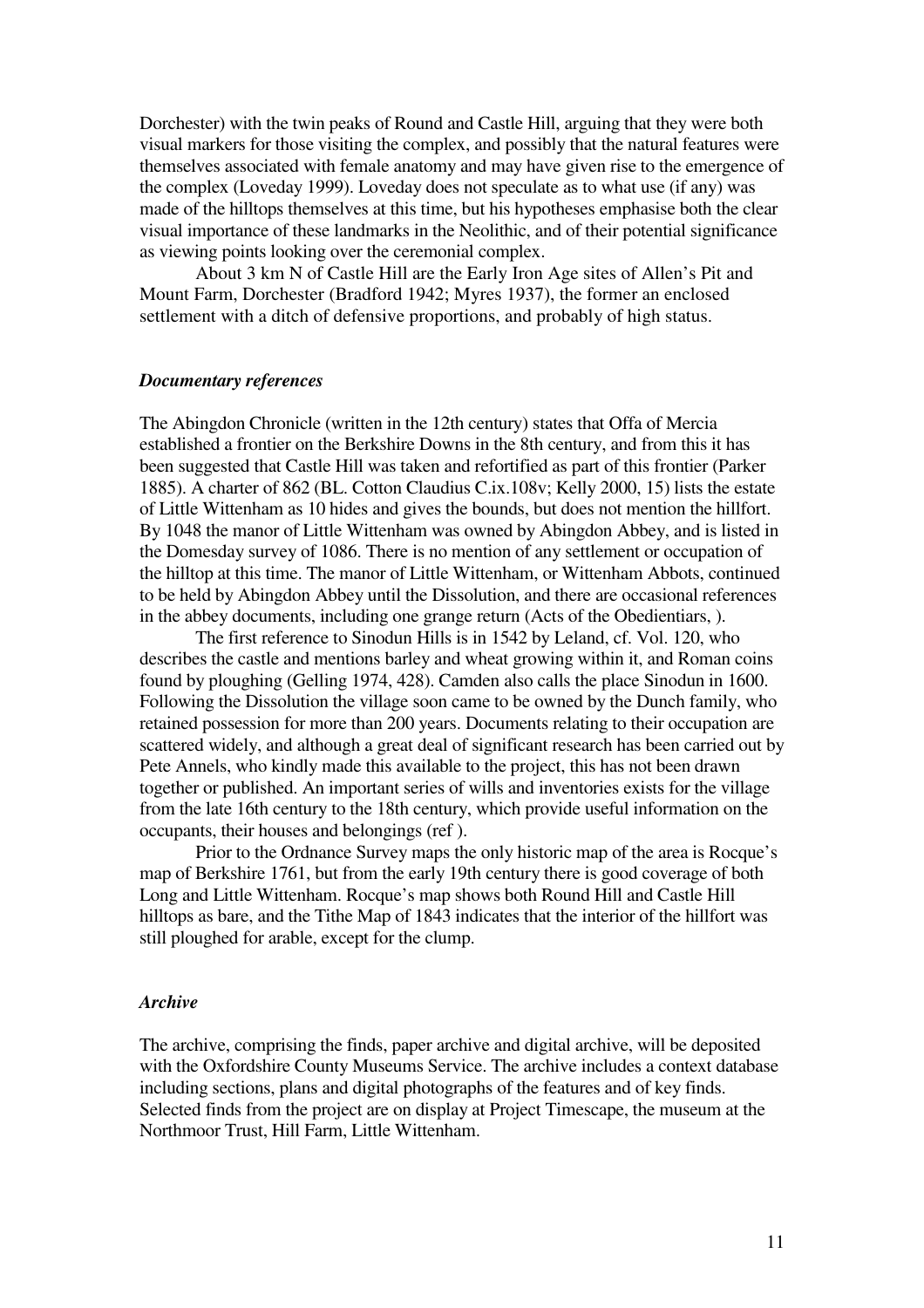Dorchester) with the twin peaks of Round and Castle Hill, arguing that they were both visual markers for those visiting the complex, and possibly that the natural features were themselves associated with female anatomy and may have given rise to the emergence of the complex (Loveday 1999). Loveday does not speculate as to what use (if any) was made of the hilltops themselves at this time, but his hypotheses emphasise both the clear visual importance of these landmarks in the Neolithic, and of their potential significance as viewing points looking over the ceremonial complex.

About 3 km N of Castle Hill are the Early Iron Age sites of Allen's Pit and Mount Farm, Dorchester (Bradford 1942; Myres 1937), the former an enclosed settlement with a ditch of defensive proportions, and probably of high status.

### *Documentary references*

The Abingdon Chronicle (written in the 12th century) states that Offa of Mercia established a frontier on the Berkshire Downs in the 8th century, and from this it has been suggested that Castle Hill was taken and refortified as part of this frontier (Parker 1885). A charter of 862 (BL. Cotton Claudius C.ix.108v; Kelly 2000, 15) lists the estate of Little Wittenham as 10 hides and gives the bounds, but does not mention the hillfort. By 1048 the manor of Little Wittenham was owned by Abingdon Abbey, and is listed in the Domesday survey of 1086. There is no mention of any settlement or occupation of the hilltop at this time. The manor of Little Wittenham, or Wittenham Abbots, continued to be held by Abingdon Abbey until the Dissolution, and there are occasional references in the abbey documents, including one grange return (Acts of the Obedientiars, ).

The first reference to Sinodun Hills is in 1542 by Leland, cf. Vol. 120, who describes the castle and mentions barley and wheat growing within it, and Roman coins found by ploughing (Gelling 1974, 428). Camden also calls the place Sinodun in 1600. Following the Dissolution the village soon came to be owned by the Dunch family, who retained possession for more than 200 years. Documents relating to their occupation are scattered widely, and although a great deal of significant research has been carried out by Pete Annels, who kindly made this available to the project, this has not been drawn together or published. An important series of wills and inventories exists for the village from the late 16th century to the 18th century, which provide useful information on the occupants, their houses and belongings (ref ).

Prior to the Ordnance Survey maps the only historic map of the area is Rocque's map of Berkshire 1761, but from the early 19th century there is good coverage of both Long and Little Wittenham. Rocque's map shows both Round Hill and Castle Hill hilltops as bare, and the Tithe Map of 1843 indicates that the interior of the hillfort was still ploughed for arable, except for the clump.

### *Archive*

The archive, comprising the finds, paper archive and digital archive, will be deposited with the Oxfordshire County Museums Service. The archive includes a context database including sections, plans and digital photographs of the features and of key finds. Selected finds from the project are on display at Project Timescape, the museum at the Northmoor Trust, Hill Farm, Little Wittenham.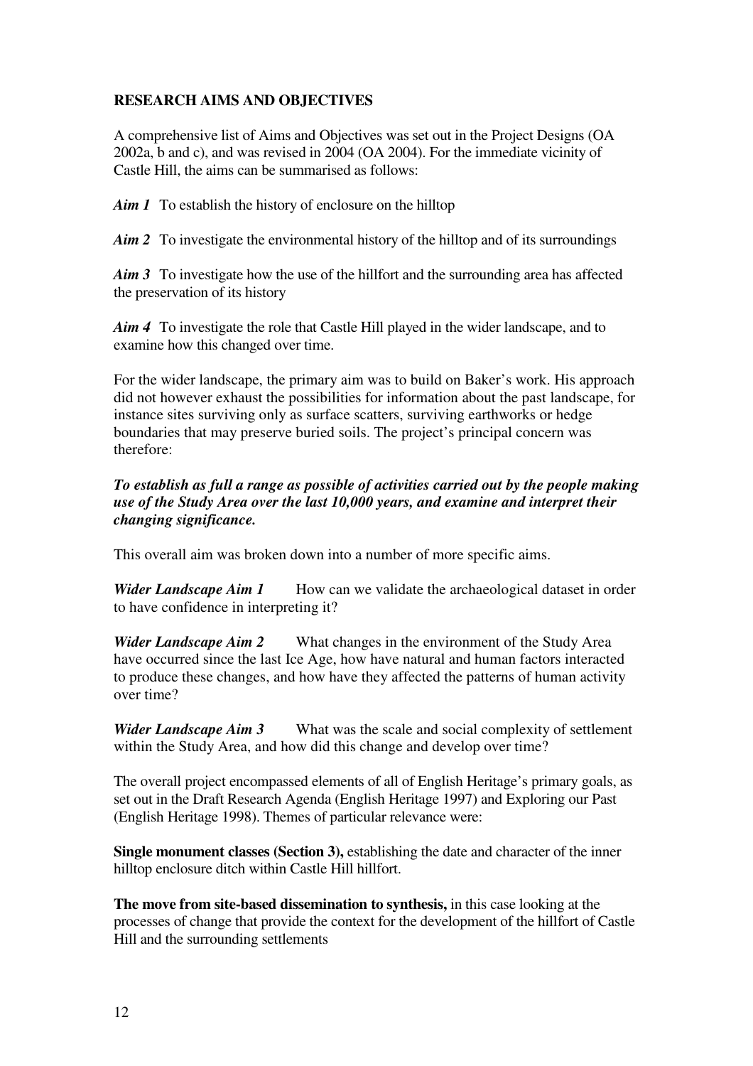## RESEARCH AIMS AND OBJECTIVES

A comprehensive list of Aims and Objectives was set out in the Project Designs (OA 2002a, b and c), and was revised in 2004 (OA 2004). For the immediate vicinity of Castle Hill, the aims can be summarised as follows:

***Aim 1*** To establish the history of enclosure on the hilltop

***Aim 2*** To investigate the environmental history of the hilltop and of its surroundings

***Aim 3*** To investigate how the use of the hillfort and the surrounding area has affected the preservation of its history

***Aim 4*** To investigate the role that Castle Hill played in the wider landscape, and to examine how this changed over time.

For the wider landscape, the primary aim was to build on Baker's work. His approach did not however exhaust the possibilities for information about the past landscape, for instance sites surviving only as surface scatters, surviving earthworks or hedge boundaries that may preserve buried soils. The project's principal concern was therefore:

***To establish as full a range as possible of activities carried out by the people making use of the Study Area over the last 10,000 years, and examine and interpret their changing significance.***

This overall aim was broken down into a number of more specific aims.

***Wider Landscape Aim 1*** How can we validate the archaeological dataset in order to have confidence in interpreting it?

***Wider Landscape Aim 2*** What changes in the environment of the Study Area have occurred since the last Ice Age, how have natural and human factors interacted to produce these changes, and how have they affected the patterns of human activity over time?

***Wider Landscape Aim 3*** What was the scale and social complexity of settlement within the Study Area, and how did this change and develop over time?

The overall project encompassed elements of all of English Heritage's primary goals, as set out in the Draft Research Agenda (English Heritage 1997) and Exploring our Past (English Heritage 1998). Themes of particular relevance were:

**Single monument classes (Section 3),** establishing the date and character of the inner hilltop enclosure ditch within Castle Hill hillfort.

**The move from site-based dissemination to synthesis,** in this case looking at the processes of change that provide the context for the development of the hillfort of Castle Hill and the surrounding settlements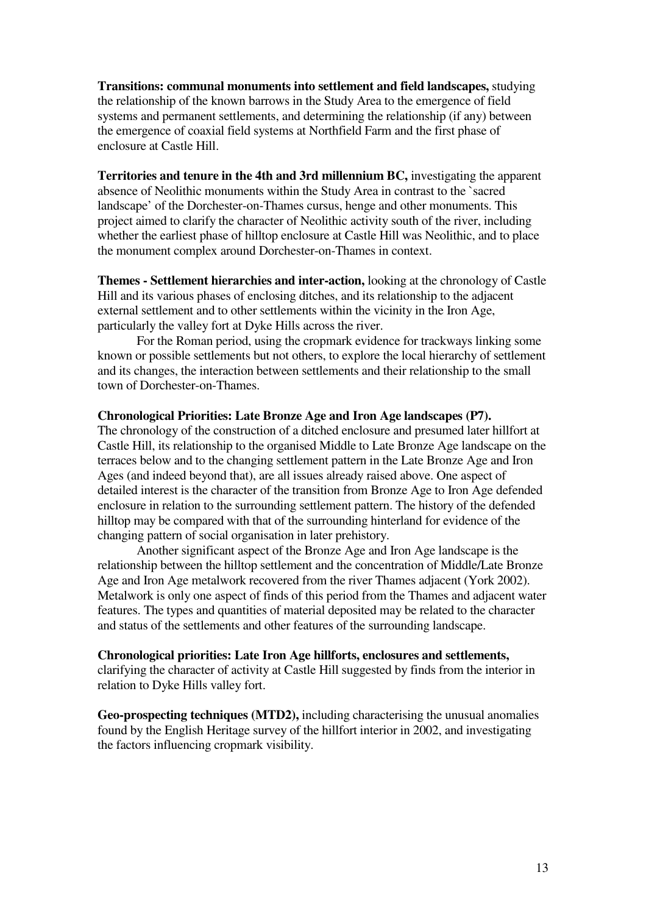**Transitions: communal monuments into settlement and field landscapes,** studying the relationship of the known barrows in the Study Area to the emergence of field systems and permanent settlements, and determining the relationship (if any) between the emergence of coaxial field systems at Northfield Farm and the first phase of enclosure at Castle Hill.

**Territories and tenure in the 4th and 3rd millennium BC,** investigating the apparent absence of Neolithic monuments within the Study Area in contrast to the `sacred landscape' of the Dorchester-on-Thames cursus, henge and other monuments. This project aimed to clarify the character of Neolithic activity south of the river, including whether the earliest phase of hilltop enclosure at Castle Hill was Neolithic, and to place the monument complex around Dorchester-on-Thames in context.

**Themes - Settlement hierarchies and inter-action,** looking at the chronology of Castle Hill and its various phases of enclosing ditches, and its relationship to the adjacent external settlement and to other settlements within the vicinity in the Iron Age, particularly the valley fort at Dyke Hills across the river.

For the Roman period, using the cropmark evidence for trackways linking some known or possible settlements but not others, to explore the local hierarchy of settlement and its changes, the interaction between settlements and their relationship to the small town of Dorchester-on-Thames.

**Chronological Priorities: Late Bronze Age and Iron Age landscapes (P7).**
The chronology of the construction of a ditched enclosure and presumed later hillfort at Castle Hill, its relationship to the organised Middle to Late Bronze Age landscape on the terraces below and to the changing settlement pattern in the Late Bronze Age and Iron Ages (and indeed beyond that), are all issues already raised above. One aspect of detailed interest is the character of the transition from Bronze Age to Iron Age defended enclosure in relation to the surrounding settlement pattern. The history of the defended hilltop may be compared with that of the surrounding hinterland for evidence of the changing pattern of social organisation in later prehistory.

Another significant aspect of the Bronze Age and Iron Age landscape is the relationship between the hilltop settlement and the concentration of Middle/Late Bronze Age and Iron Age metalwork recovered from the river Thames adjacent (York 2002). Metalwork is only one aspect of finds of this period from the Thames and adjacent water features. The types and quantities of material deposited may be related to the character and status of the settlements and other features of the surrounding landscape.

**Chronological priorities: Late Iron Age hillforts, enclosures and settlements,** clarifying the character of activity at Castle Hill suggested by finds from the interior in relation to Dyke Hills valley fort.

**Geo-prospecting techniques (MTD2),** including characterising the unusual anomalies found by the English Heritage survey of the hillfort interior in 2002, and investigating the factors influencing cropmark visibility.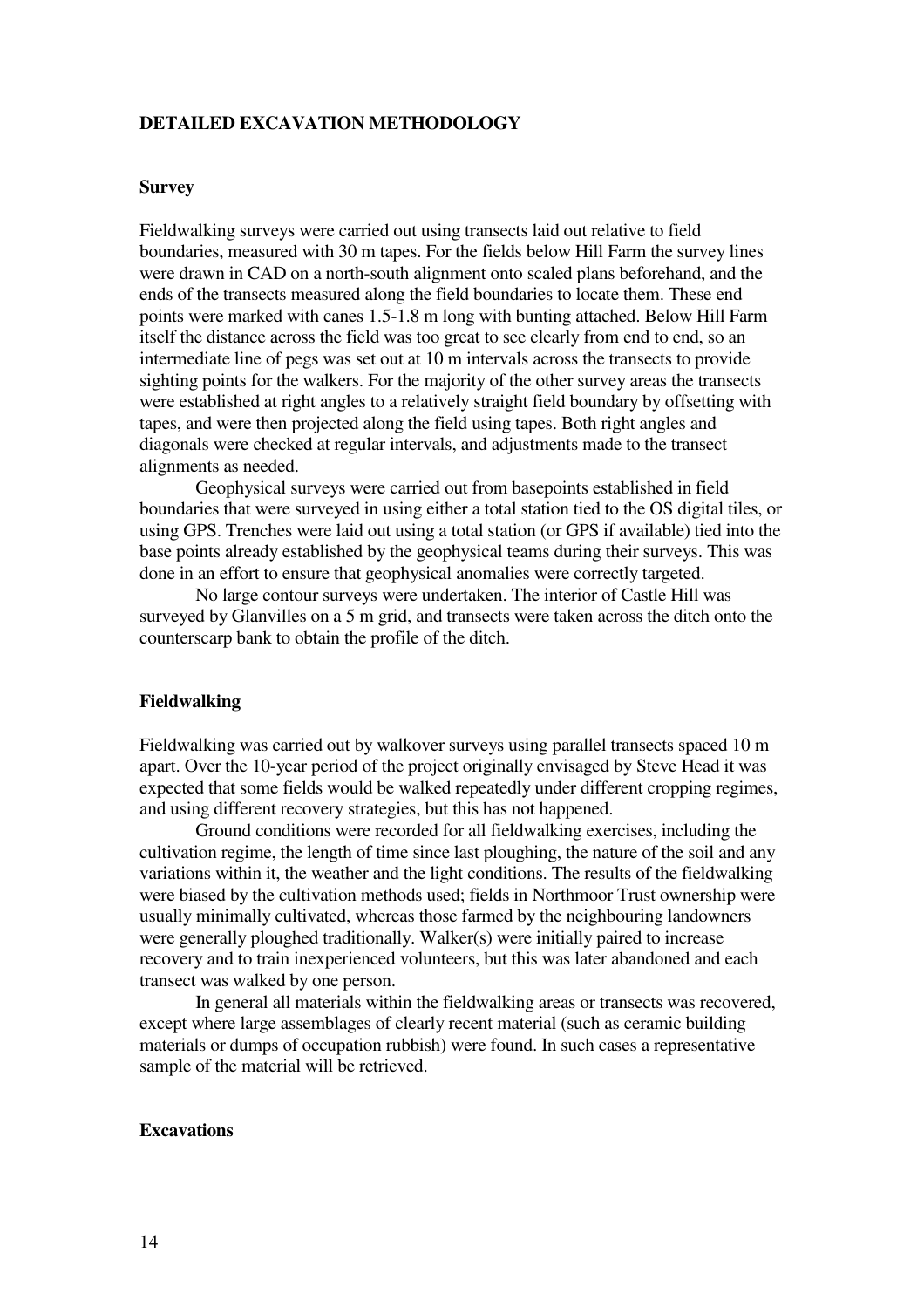## DETAILED EXCAVATION METHODOLOGY

### Survey

Fieldwalking surveys were carried out using transects laid out relative to field boundaries, measured with 30 m tapes. For the fields below Hill Farm the survey lines were drawn in CAD on a north-south alignment onto scaled plans beforehand, and the ends of the transects measured along the field boundaries to locate them. These end points were marked with canes 1.5-1.8 m long with bunting attached. Below Hill Farm itself the distance across the field was too great to see clearly from end to end, so an intermediate line of pegs was set out at 10 m intervals across the transects to provide sighting points for the walkers. For the majority of the other survey areas the transects were established at right angles to a relatively straight field boundary by offsetting with tapes, and were then projected along the field using tapes. Both right angles and diagonals were checked at regular intervals, and adjustments made to the transect alignments as needed.

Geophysical surveys were carried out from basepoints established in field boundaries that were surveyed in using either a total station tied to the OS digital tiles, or using GPS. Trenches were laid out using a total station (or GPS if available) tied into the base points already established by the geophysical teams during their surveys. This was done in an effort to ensure that geophysical anomalies were correctly targeted.

No large contour surveys were undertaken. The interior of Castle Hill was surveyed by Glanvilles on a 5 m grid, and transects were taken across the ditch onto the counterscarp bank to obtain the profile of the ditch.

### Fieldwalking

Fieldwalking was carried out by walkover surveys using parallel transects spaced 10 m apart. Over the 10-year period of the project originally envisaged by Steve Head it was expected that some fields would be walked repeatedly under different cropping regimes, and using different recovery strategies, but this has not happened.

Ground conditions were recorded for all fieldwalking exercises, including the cultivation regime, the length of time since last ploughing, the nature of the soil and any variations within it, the weather and the light conditions. The results of the fieldwalking were biased by the cultivation methods used; fields in Northmoor Trust ownership were usually minimally cultivated, whereas those farmed by the neighbouring landowners were generally ploughed traditionally. Walker(s) were initially paired to increase recovery and to train inexperienced volunteers, but this was later abandoned and each transect was walked by one person.

In general all materials within the fieldwalking areas or transects was recovered, except where large assemblages of clearly recent material (such as ceramic building materials or dumps of occupation rubbish) were found. In such cases a representative sample of the material will be retrieved.

### Excavations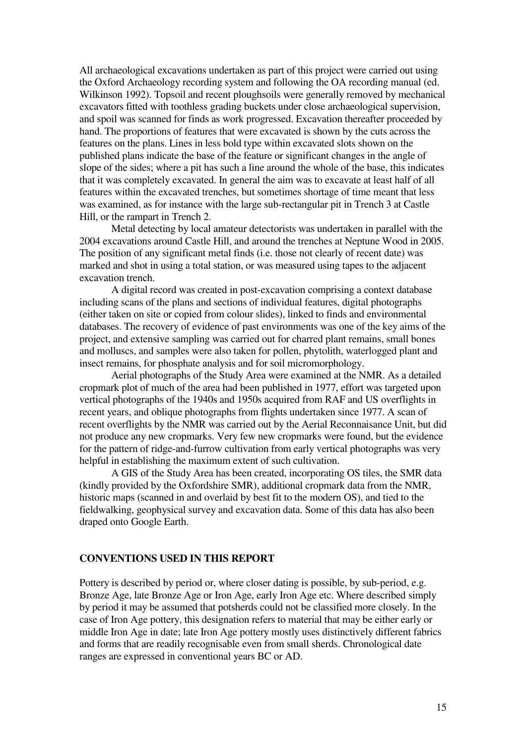All archaeological excavations undertaken as part of this project were carried out using the Oxford Archaeology recording system and following the OA recording manual (ed. Wilkinson 1992). Topsoil and recent ploughsoils were generally removed by mechanical excavators fitted with toothless grading buckets under close archaeological supervision, and spoil was scanned for finds as work progressed. Excavation thereafter proceeded by hand. The proportions of features that were excavated is shown by the cuts across the features on the plans. Lines in less bold type within excavated slots shown on the published plans indicate the base of the feature or significant changes in the angle of slope of the sides; where a pit has such a line around the whole of the base, this indicates that it was completely excavated. In general the aim was to excavate at least half of all features within the excavated trenches, but sometimes shortage of time meant that less was examined, as for instance with the large sub-rectangular pit in Trench 3 at Castle Hill, or the rampart in Trench 2.

Metal detecting by local amateur detectorists was undertaken in parallel with the 2004 excavations around Castle Hill, and around the trenches at Neptune Wood in 2005. The position of any significant metal finds (i.e. those not clearly of recent date) was marked and shot in using a total station, or was measured using tapes to the adjacent excavation trench.

A digital record was created in post-excavation comprising a context database including scans of the plans and sections of individual features, digital photographs (either taken on site or copied from colour slides), linked to finds and environmental databases. The recovery of evidence of past environments was one of the key aims of the project, and extensive sampling was carried out for charred plant remains, small bones and molluscs, and samples were also taken for pollen, phytolith, waterlogged plant and insect remains, for phosphate analysis and for soil micromorphology.

Aerial photographs of the Study Area were examined at the NMR. As a detailed cropmark plot of much of the area had been published in 1977, effort was targeted upon vertical photographs of the 1940s and 1950s acquired from RAF and US overflights in recent years, and oblique photographs from flights undertaken since 1977. A scan of recent overflights by the NMR was carried out by the Aerial Reconnaisance Unit, but did not produce any new cropmarks. Very few new cropmarks were found, but the evidence for the pattern of ridge-and-furrow cultivation from early vertical photographs was very helpful in establishing the maximum extent of such cultivation.

A GIS of the Study Area has been created, incorporating OS tiles, the SMR data (kindly provided by the Oxfordshire SMR), additional cropmark data from the NMR, historic maps (scanned in and overlaid by best fit to the modern OS), and tied to the fieldwalking, geophysical survey and excavation data. Some of this data has also been draped onto Google Earth.

## CONVENTIONS USED IN THIS REPORT

Pottery is described by period or, where closer dating is possible, by sub-period, e.g. Bronze Age, late Bronze Age or Iron Age, early Iron Age etc. Where described simply by period it may be assumed that potsherds could not be classified more closely. In the case of Iron Age pottery, this designation refers to material that may be either early or middle Iron Age in date; late Iron Age pottery mostly uses distinctively different fabrics and forms that are readily recognisable even from small sherds. Chronological date ranges are expressed in conventional years BC or AD.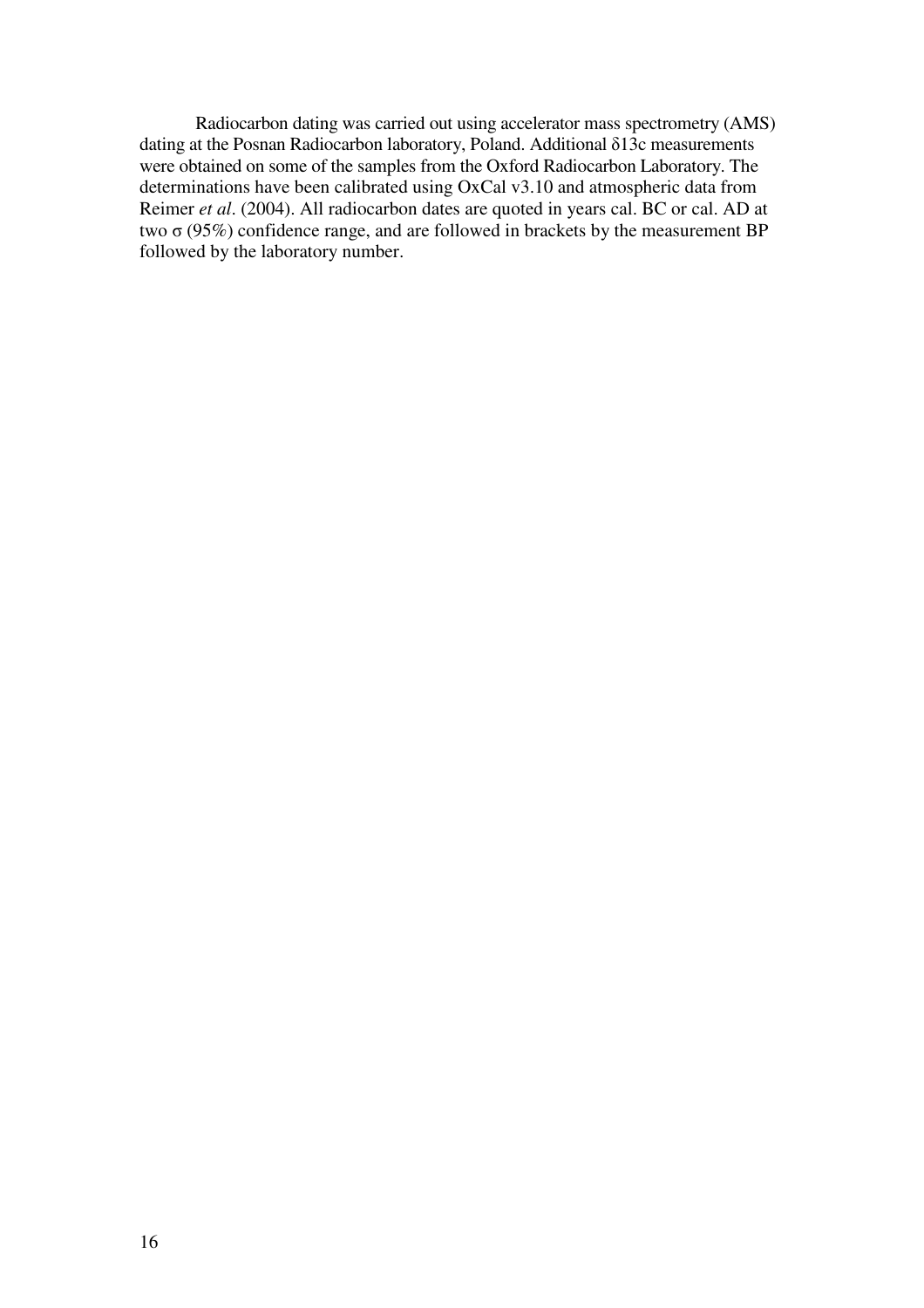Radiocarbon dating was carried out using accelerator mass spectrometry (AMS) dating at the Posnan Radiocarbon laboratory, Poland. Additional δ13c measurements were obtained on some of the samples from the Oxford Radiocarbon Laboratory. The determinations have been calibrated using OxCal v3.10 and atmospheric data from Reimer *et al*. (2004). All radiocarbon dates are quoted in years cal. BC or cal. AD at two σ (95%) confidence range, and are followed in brackets by the measurement BP followed by the laboratory number.